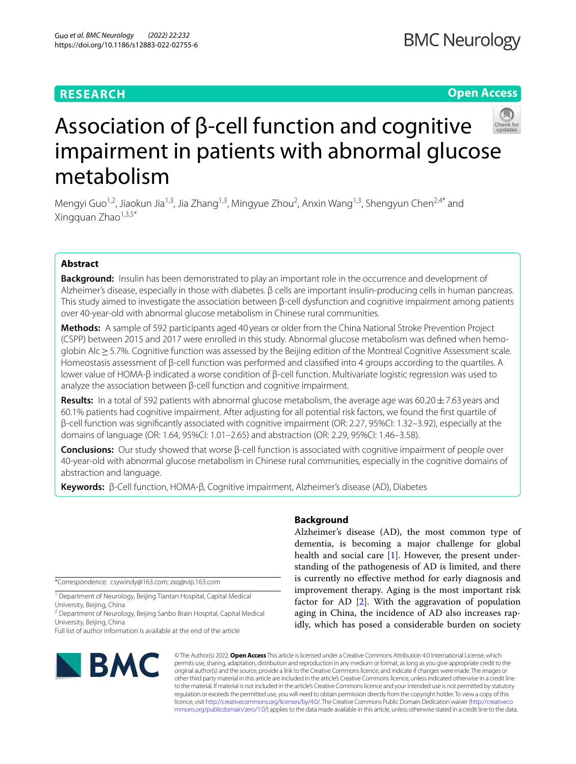**RESEARCH** **Open Access**

# Association of β-cell function and cognitive impairment in patients with abnormal glucose metabolism

Mengyi Guo[1,2], Jiaokun Jia[1,3], Jia Zhang[1,3], Mingyue Zhou[2], Anxin Wang[1,3], Shengyun Chen[2,4*] and Xingquan Zhao[1,3,5*]

## Abstract

**Background:** Insulin has been demonstrated to play an important role in the occurrence and development of Alzheimer's disease, especially in those with diabetes. β cells are important insulin-producing cells in human pancreas. This study aimed to investigate the association between β-cell dysfunction and cognitive impairment among patients over 40-year-old with abnormal glucose metabolism in Chinese rural communities.

**Methods:** A sample of 592 participants aged 40 years or older from the China National Stroke Prevention Project (CSPP) between 2015 and 2017 were enrolled in this study. Abnormal glucose metabolism was defined when hemoglobin A1c ≥ 5.7%. Cognitive function was assessed by the Beijing edition of the Montreal Cognitive Assessment scale. Homeostasis assessment of β-cell function was performed and classified into 4 groups according to the quartiles. A lower value of HOMA-β indicated a worse condition of β-cell function. Multivariate logistic regression was used to analyze the association between β-cell function and cognitive impairment.

**Results:** In a total of 592 patients with abnormal glucose metabolism, the average age was 60.20 ± 7.63 years and 60.1% patients had cognitive impairment. After adjusting for all potential risk factors, we found the first quartile of β-cell function was significantly associated with cognitive impairment (OR: 2.27, 95%CI: 1.32–3.92), especially at the domains of language (OR: 1.64, 95%CI: 1.01–2.65) and abstraction (OR: 2.29, 95%CI: 1.46–3.58).

**Conclusions:** Our study showed that worse β-cell function is associated with cognitive impairment of people over 40-year-old with abnormal glucose metabolism in Chinese rural communities, especially in the cognitive domains of abstraction and language.

**Keywords:** β-Cell function, HOMA-β, Cognitive impairment, Alzheimer's disease (AD), Diabetes

## Background

Alzheimer's disease (AD), the most common type of dementia, is becoming a major challenge for global health and social care [1]. However, the present understanding of the pathogenesis of AD is limited, and there is currently no effective method for early diagnosis and improvement therapy. Aging is the most important risk factor for AD [2]. With the aggravation of population aging in China, the incidence of AD also increases rapidly, which has posed a considerable burden on society

*Correspondence: csywindy@163.com; zxq@vip.163.com

[1] Department of Neurology, Beijing Tiantan Hospital, Capital Medical University, Beijing, China

[2] Department of Neurology, Beijing Sanbo Brain Hospital, Capital Medical University, Beijing, China

Full list of author information is available at the end of the article

© The Author(s) 2022. **Open Access** This article is licensed under a Creative Commons Attribution 4.0 International License, which permits use, sharing, adaptation, distribution and reproduction in any medium or format, as long as you give appropriate credit to the original author(s) and the source, provide a link to the Creative Commons licence, and indicate if changes were made. The images or other third party material in this article are included in the article's Creative Commons licence, unless indicated otherwise in a credit line to the material. If material is not included in the article's Creative Commons licence and your intended use is not permitted by statutory regulation or exceeds the permitted use, you will need to obtain permission directly from the copyright holder. To view a copy of this licence, visit http://creativecommons.org/licenses/by/4.0/. The Creative Commons Public Domain Dedication waiver (http://creativecommons.org/publicdomain/zero/1.0/) applies to the data made available in this article, unless otherwise stated in a credit line to the data.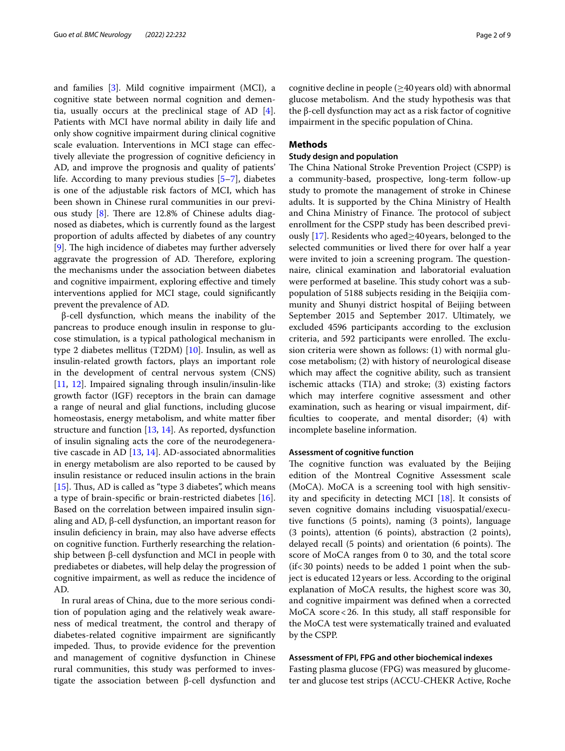and families [3]. Mild cognitive impairment (MCI), a cognitive state between normal cognition and dementia, usually occurs at the preclinical stage of AD [4]. Patients with MCI have normal ability in daily life and only show cognitive impairment during clinical cognitive scale evaluation. Interventions in MCI stage can effectively alleviate the progression of cognitive deficiency in AD, and improve the prognosis and quality of patients' life. According to many previous studies [5–7], diabetes is one of the adjustable risk factors of MCI, which has been shown in Chinese rural communities in our previous study [8]. There are 12.8% of Chinese adults diagnosed as diabetes, which is currently found as the largest proportion of adults affected by diabetes of any country [9]. The high incidence of diabetes may further adversely aggravate the progression of AD. Therefore, exploring the mechanisms under the association between diabetes and cognitive impairment, exploring effective and timely interventions applied for MCI stage, could significantly prevent the prevalence of AD.

β-cell dysfunction, which means the inability of the pancreas to produce enough insulin in response to glucose stimulation, is a typical pathological mechanism in type 2 diabetes mellitus (T2DM) [10]. Insulin, as well as insulin-related growth factors, plays an important role in the development of central nervous system (CNS) [11, 12]. Impaired signaling through insulin/insulin-like growth factor (IGF) receptors in the brain can damage a range of neural and glial functions, including glucose homeostasis, energy metabolism, and white matter fiber structure and function [13, 14]. As reported, dysfunction of insulin signaling acts the core of the neurodegenerative cascade in AD [13, 14]. AD-associated abnormalities in energy metabolism are also reported to be caused by insulin resistance or reduced insulin actions in the brain [15]. Thus, AD is called as "type 3 diabetes", which means a type of brain-specific or brain-restricted diabetes [16]. Based on the correlation between impaired insulin signaling and AD, β-cell dysfunction, an important reason for insulin deficiency in brain, may also have adverse effects on cognitive function. Furtherly researching the relationship between β-cell dysfunction and MCI in people with prediabetes or diabetes, will help delay the progression of cognitive impairment, as well as reduce the incidence of AD.

In rural areas of China, due to the more serious condition of population aging and the relatively weak awareness of medical treatment, the control and therapy of diabetes-related cognitive impairment are significantly impeded. Thus, to provide evidence for the prevention and management of cognitive dysfunction in Chinese rural communities, this study was performed to investigate the association between β-cell dysfunction and cognitive decline in people (≥40 years old) with abnormal glucose metabolism. And the study hypothesis was that the β-cell dysfunction may act as a risk factor of cognitive impairment in the specific population of China.

## Methods

### Study design and population

The China National Stroke Prevention Project (CSPP) is a community-based, prospective, long-term follow-up study to promote the management of stroke in Chinese adults. It is supported by the China Ministry of Health and China Ministry of Finance. The protocol of subject enrollment for the CSPP study has been described previously [17]. Residents who aged≥40 years, belonged to the selected communities or lived there for over half a year were invited to join a screening program. The questionnaire, clinical examination and laboratorial evaluation were performed at baseline. This study cohort was a subpopulation of 5188 subjects residing in the Beiqijia community and Shunyi district hospital of Beijing between September 2015 and September 2017. Ultimately, we excluded 4596 participants according to the exclusion criteria, and 592 participants were enrolled. The exclusion criteria were shown as follows: (1) with normal glucose metabolism; (2) with history of neurological disease which may affect the cognitive ability, such as transient ischemic attacks (TIA) and stroke; (3) existing factors which may interfere cognitive assessment and other examination, such as hearing or visual impairment, difficulties to cooperate, and mental disorder; (4) with incomplete baseline information.

### Assessment of cognitive function

The cognitive function was evaluated by the Beijing edition of the Montreal Cognitive Assessment scale (MoCA). MoCA is a screening tool with high sensitivity and specificity in detecting MCI [18]. It consists of seven cognitive domains including visuospatial/executive functions (5 points), naming (3 points), language (3 points), attention (6 points), abstraction (2 points), delayed recall (5 points) and orientation (6 points). The score of MoCA ranges from 0 to 30, and the total score (if< 30 points) needs to be added 1 point when the subject is educated 12 years or less. According to the original explanation of MoCA results, the highest score was 30, and cognitive impairment was defined when a corrected MoCA score < 26. In this study, all staff responsible for the MoCA test were systematically trained and evaluated by the CSPP.

### Assessment of FPI, FPG and other biochemical indexes

Fasting plasma glucose (FPG) was measured by glucometer and glucose test strips (ACCU-CHEKR Active, Roche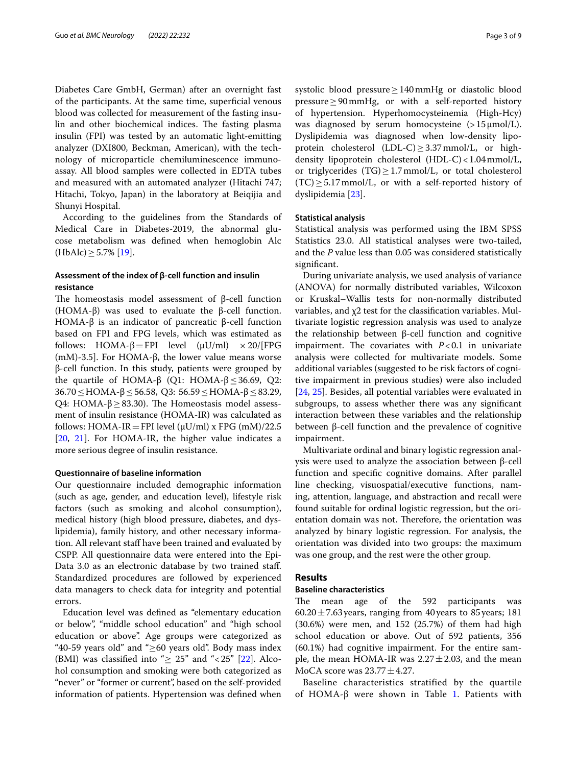Diabetes Care GmbH, German) after an overnight fast of the participants. At the same time, superficial venous blood was collected for measurement of the fasting insulin and other biochemical indices. The fasting plasma insulin (FPI) was tested by an automatic light-emitting analyzer (DXI800, Beckman, American), with the technology of microparticle chemiluminescence immunoassay. All blood samples were collected in EDTA tubes and measured with an automated analyzer (Hitachi 747; Hitachi, Tokyo, Japan) in the laboratory at Beiqijia and Shunyi Hospital.

According to the guidelines from the Standards of Medical Care in Diabetes-2019, the abnormal glucose metabolism was defined when hemoglobin Alc (HbAlc) ≥ 5.7% [19].

### Assessment of the index of β-cell function and insulin resistance

The homeostasis model assessment of β-cell function (HOMA-β) was used to evaluate the β-cell function. HOMA-β is an indicator of pancreatic β-cell function based on FPI and FPG levels, which was estimated as follows: HOMA-β = FPI level (μU/ml) × 20/[FPG (mM)-3.5]. For HOMA-β, the lower value means worse β-cell function. In this study, patients were grouped by the quartile of HOMA-β (Q1: HOMA-β ≤ 36.69, Q2: 36.70 ≤ HOMA-β ≤ 56.58, Q3: 56.59 ≤ HOMA-β ≤ 83.29, Q4: HOMA-β ≥ 83.30). The Homeostasis model assessment of insulin resistance (HOMA-IR) was calculated as follows: HOMA-IR = FPI level (μU/ml) x FPG (mM)/22.5 [20, 21]. For HOMA-IR, the higher value indicates a more serious degree of insulin resistance.

### Questionnaire of baseline information

Our questionnaire included demographic information (such as age, gender, and education level), lifestyle risk factors (such as smoking and alcohol consumption), medical history (high blood pressure, diabetes, and dyslipidemia), family history, and other necessary information. All relevant staff have been trained and evaluated by CSPP. All questionnaire data were entered into the EpiData 3.0 as an electronic database by two trained staff. Standardized procedures are followed by experienced data managers to check data for integrity and potential errors.

Education level was defined as "elementary education or below", "middle school education" and "high school education or above". Age groups were categorized as "40-59 years old" and "≥60 years old". Body mass index (BMI) was classified into "≥ 25" and "< 25" [22]. Alcohol consumption and smoking were both categorized as "never" or "former or current", based on the self-provided information of patients. Hypertension was defined when systolic blood pressure ≥ 140 mmHg or diastolic blood pressure ≥ 90 mmHg, or with a self-reported history of hypertension. Hyperhomocysteinemia (High-Hcy) was diagnosed by serum homocysteine (> 15 μmol/L). Dyslipidemia was diagnosed when low-density lipoprotein cholesterol (LDL-C) ≥ 3.37 mmol/L, or high-density lipoprotein cholesterol (HDL-C) < 1.04 mmol/L, or triglycerides (TG) ≥ 1.7 mmol/L, or total cholesterol (TC) ≥ 5.17 mmol/L, or with a self-reported history of dyslipidemia [23].

### Statistical analysis

Statistical analysis was performed using the IBM SPSS Statistics 23.0. All statistical analyses were two-tailed, and the *P* value less than 0.05 was considered statistically significant.

During univariate analysis, we used analysis of variance (ANOVA) for normally distributed variables, Wilcoxon or Kruskal–Wallis tests for non-normally distributed variables, and $\chi 2$ test for the classification variables. Multivariate logistic regression analysis was used to analyze the relationship between β-cell function and cognitive impairment. The covariates with $P < 0.1$ in univariate analysis were collected for multivariate models. Some additional variables (suggested to be risk factors of cognitive impairment in previous studies) were also included [24, 25]. Besides, all potential variables were evaluated in subgroups, to assess whether there was any significant interaction between these variables and the relationship between β-cell function and the prevalence of cognitive impairment.

Multivariate ordinal and binary logistic regression analysis were used to analyze the association between β-cell function and specific cognitive domains. After parallel line checking, visuospatial/executive functions, naming, attention, language, and abstraction and recall were found suitable for ordinal logistic regression, but the orientation domain was not. Therefore, the orientation was analyzed by binary logistic regression. For analysis, the orientation was divided into two groups: the maximum was one group, and the rest were the other group.

## Results

### Baseline characteristics

The mean age of the 592 participants was 60.20 ± 7.63 years, ranging from 40 years to 85 years; 181 (30.6%) were men, and 152 (25.7%) of them had high school education or above. Out of 592 patients, 356 (60.1%) had cognitive impairment. For the entire sample, the mean HOMA-IR was 2.27 ± 2.03, and the mean MoCA score was 23.77 ± 4.27.

Baseline characteristics stratified by the quartile of HOMA-β were shown in Table 1. Patients with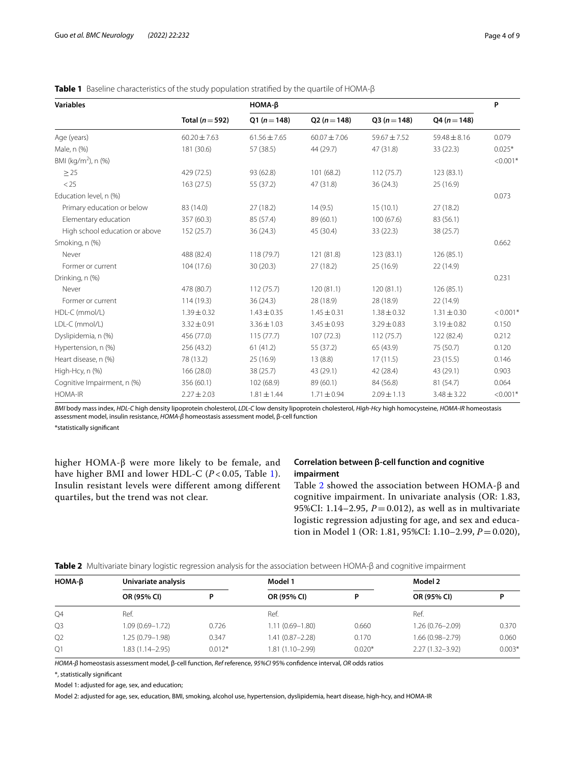**Table 1** Baseline characteristics of the study population stratified by the quartile of HOMA-β

| Variables | Total ($n=592$) | HOMA-β | | | | P |
|---|---|---|---|---|---|---|
| | | Q1 ($n=148$) | Q2 ($n=148$) | Q3 ($n=148$) | Q4 ($n=148$) | |
| Age (years) | 60.20 ± 7.63 | 61.56 ± 7.65 | 60.07 ± 7.06 | 59.67 ± 7.52 | 59.48 ± 8.16 | 0.079 |
| Male, n (%) | 181 (30.6) | 57 (38.5) | 44 (29.7) | 47 (31.8) | 33 (22.3) | 0.025* |
| BMI (kg/m$^2$), n (%) | | | | | | <0.001* |
| ≥ 25 | 429 (72.5) | 93 (62.8) | 101 (68.2) | 112 (75.7) | 123 (83.1) | |
| < 25 | 163 (27.5) | 55 (37.2) | 47 (31.8) | 36 (24.3) | 25 (16.9) | |
| Education level, n (%) | | | | | | 0.073 |
| Primary education or below | 83 (14.0) | 27 (18.2) | 14 (9.5) | 15 (10.1) | 27 (18.2) | |
| Elementary education | 357 (60.3) | 85 (57.4) | 89 (60.1) | 100 (67.6) | 83 (56.1) | |
| High school education or above | 152 (25.7) | 36 (24.3) | 45 (30.4) | 33 (22.3) | 38 (25.7) | |
| Smoking, n (%) | | | | | | 0.662 |
| Never | 488 (82.4) | 118 (79.7) | 121 (81.8) | 123 (83.1) | 126 (85.1) | |
| Former or current | 104 (17.6) | 30 (20.3) | 27 (18.2) | 25 (16.9) | 22 (14.9) | |
| Drinking, n (%) | | | | | | 0.231 |
| Never | 478 (80.7) | 112 (75.7) | 120 (81.1) | 120 (81.1) | 126 (85.1) | |
| Former or current | 114 (19.3) | 36 (24.3) | 28 (18.9) | 28 (18.9) | 22 (14.9) | |
| HDL-C (mmol/L) | 1.39 ± 0.32 | 1.43 ± 0.35 | 1.45 ± 0.31 | 1.38 ± 0.32 | 1.31 ± 0.30 | < 0.001* |
| LDL-C (mmol/L) | 3.32 ± 0.91 | 3.36 ± 1.03 | 3.45 ± 0.93 | 3.29 ± 0.83 | 3.19 ± 0.82 | 0.150 |
| Dyslipidemia, n (%) | 456 (77.0) | 115 (77.7) | 107 (72.3) | 112 (75.7) | 122 (82.4) | 0.212 |
| Hypertension, n (%) | 256 (43.2) | 61 (41.2) | 55 (37.2) | 65 (43.9) | 75 (50.7) | 0.120 |
| Heart disease, n (%) | 78 (13.2) | 25 (16.9) | 13 (8.8) | 17 (11.5) | 23 (15.5) | 0.146 |
| High-Hcy, n (%) | 166 (28.0) | 38 (25.7) | 43 (29.1) | 42 (28.4) | 43 (29.1) | 0.903 |
| Cognitive Impairment, n (%) | 356 (60.1) | 102 (68.9) | 89 (60.1) | 84 (56.8) | 81 (54.7) | 0.064 |
| HOMA-IR | 2.27 ± 2.03 | 1.81 ± 1.44 | 1.71 ± 0.94 | 2.09 ± 1.13 | 3.48 ± 3.22 | < 0.001* |

*BMI* body mass index, *HDL-C* high density lipoprotein cholesterol, *LDL-C* low density lipoprotein cholesterol, *High-Hcy* high homocysteine, *HOMA-IR* homeostasis assessment model, insulin resistance, *HOMA-β* homeostasis assessment model, β-cell function

*statistically significant

higher HOMA-β were more likely to be female, and have higher BMI and lower HDL-C ($P<0.05$, Table 1). Insulin resistant levels were different among different quartiles, but the trend was not clear.

### Correlation between β-cell function and cognitive impairment

Table 2 showed the association between HOMA-β and cognitive impairment. In univariate analysis (OR: 1.83, 95%CI: 1.14–2.95, $P=0.012$), as well as in multivariate logistic regression adjusting for age, and sex and education in Model 1 (OR: 1.81, 95%CI: 1.10–2.99, $P=0.020$),

**Table 2** Multivariate binary logistic regression analysis for the association between HOMA-β and cognitive impairment

| HOMA-β | Univariate analysis | | Model 1 | | Model 2 | |
|---|---|---|---|---|---|---|
| | OR (95% CI) | P | OR (95% CI) | P | OR (95% CI) | P |
| Q4 | Ref. | | Ref. | | Ref. | |
| Q3 | 1.09 (0.69–1.72) | 0.726 | 1.11 (0.69–1.80) | 0.660 | 1.26 (0.76–2.09) | 0.370 |
| Q2 | 1.25 (0.79–1.98) | 0.347 | 1.41 (0.87–2.28) | 0.170 | 1.66 (0.98–2.79) | 0.060 |
| Q1 | 1.83 (1.14–2.95) | 0.012* | 1.81 (1.10–2.99) | 0.020* | 2.27 (1.32–3.92) | 0.003* |

*HOMA-β* homeostasis assessment model, β-cell function, *Ref* reference, *95%CI* 95% confidence interval, *OR* odds ratios

*, statistically significant

Model 1: adjusted for age, sex, and education;

Model 2: adjusted for age, sex, education, BMI, smoking, alcohol use, hypertension, dyslipidemia, heart disease, high-hcy, and HOMA-IR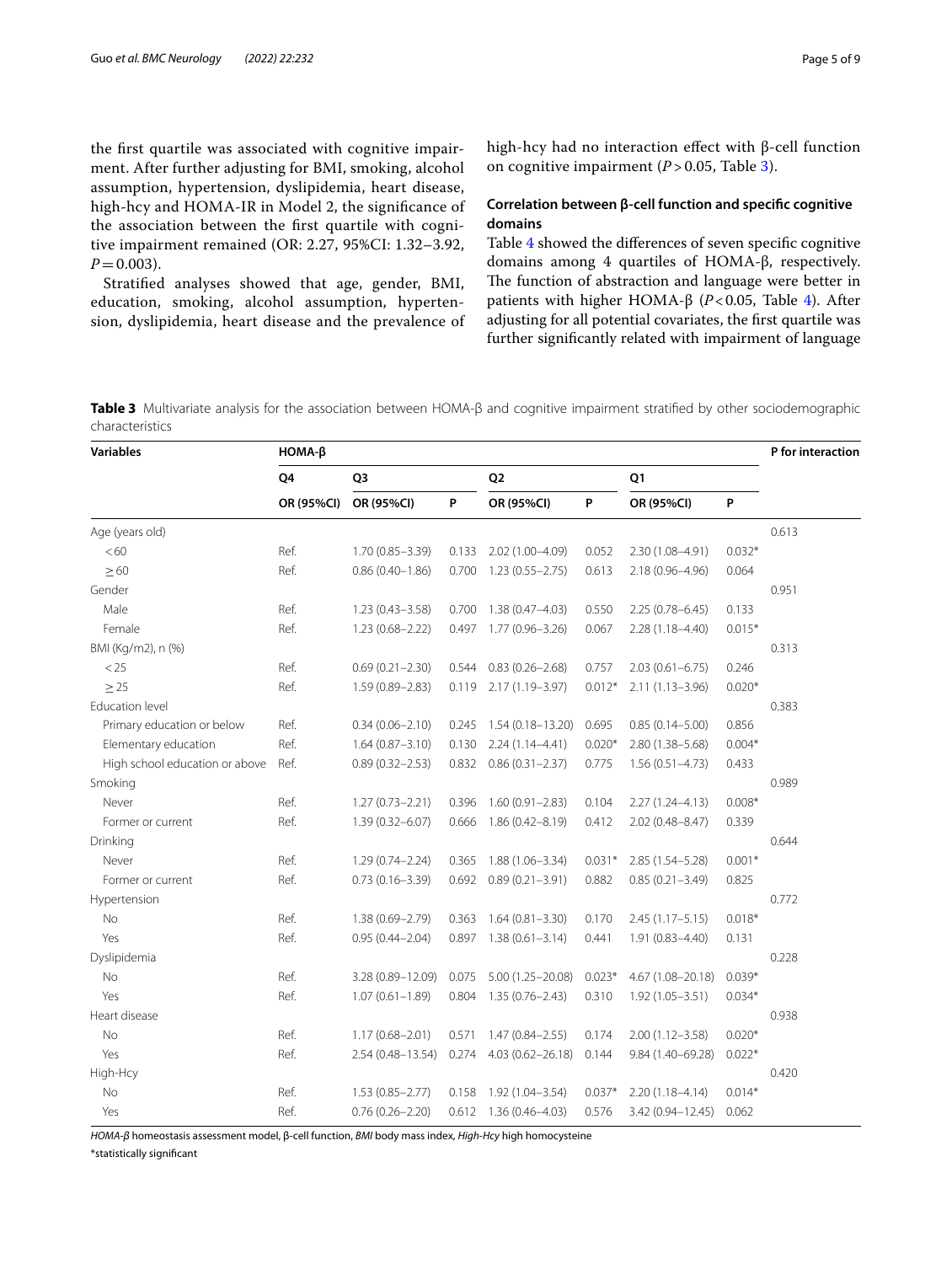the first quartile was associated with cognitive impairment. After further adjusting for BMI, smoking, alcohol assumption, hypertension, dyslipidemia, heart disease, high-hcy and HOMA-IR in Model 2, the significance of the association between the first quartile with cognitive impairment remained (OR: 2.27, 95%CI: 1.32–3.92, $P = 0.003$).

Stratified analyses showed that age, gender, BMI, education, smoking, alcohol assumption, hypertension, dyslipidemia, heart disease and the prevalence of high-hcy had no interaction effect with β-cell function on cognitive impairment ($P > 0.05$, Table 3).

### Correlation between β-cell function and specific cognitive domains

Table 4 showed the differences of seven specific cognitive domains among 4 quartiles of HOMA-β, respectively. The function of abstraction and language were better in patients with higher HOMA-β ($P < 0.05$, Table 4). After adjusting for all potential covariates, the first quartile was further significantly related with impairment of language

**Table 3** Multivariate analysis for the association between HOMA-β and cognitive impairment stratified by other sociodemographic characteristics

| Variables | HOMA-β | | | | | | | P for interaction |
|---|---|---|---|---|---|---|---|---|
| | Q4 | Q3 | | Q2 | | Q1 | | |
| | OR (95%CI) | OR (95%CI) | P | OR (95%CI) | P | OR (95%CI) | P | |
| Age (years old) | | | | | | | | 0.613 |
| <60 | Ref. | 1.70 (0.85–3.39) | 0.133 | 2.02 (1.00–4.09) | 0.052 | 2.30 (1.08–4.91) | 0.032* | |
| ≥60 | Ref. | 0.86 (0.40–1.86) | 0.700 | 1.23 (0.55–2.75) | 0.613 | 2.18 (0.96–4.96) | 0.064 | |
| Gender | | | | | | | | 0.951 |
| Male | Ref. | 1.23 (0.43–3.58) | 0.700 | 1.38 (0.47–4.03) | 0.550 | 2.25 (0.78–6.45) | 0.133 | |
| Female | Ref. | 1.23 (0.68–2.22) | 0.497 | 1.77 (0.96–3.26) | 0.067 | 2.28 (1.18–4.40) | 0.015* | |
| BMI (Kg/m2), n (%) | | | | | | | | 0.313 |
| <25 | Ref. | 0.69 (0.21–2.30) | 0.544 | 0.83 (0.26–2.68) | 0.757 | 2.03 (0.61–6.75) | 0.246 | |
| ≥25 | Ref. | 1.59 (0.89–2.83) | 0.119 | 2.17 (1.19–3.97) | 0.012* | 2.11 (1.13–3.96) | 0.020* | |
| Education level | | | | | | | | 0.383 |
| Primary education or below | Ref. | 0.34 (0.06–2.10) | 0.245 | 1.54 (0.18–13.20) | 0.695 | 0.85 (0.14–5.00) | 0.856 | |
| Elementary education | Ref. | 1.64 (0.87–3.10) | 0.130 | 2.24 (1.14–4.41) | 0.020* | 2.80 (1.38–5.68) | 0.004* | |
| High school education or above | Ref. | 0.89 (0.32–2.53) | 0.832 | 0.86 (0.31–2.37) | 0.775 | 1.56 (0.51–4.73) | 0.433 | |
| Smoking | | | | | | | | 0.989 |
| Never | Ref. | 1.27 (0.73–2.21) | 0.396 | 1.60 (0.91–2.83) | 0.104 | 2.27 (1.24–4.13) | 0.008* | |
| Former or current | Ref. | 1.39 (0.32–6.07) | 0.666 | 1.86 (0.42–8.19) | 0.412 | 2.02 (0.48–8.47) | 0.339 | |
| Drinking | | | | | | | | 0.644 |
| Never | Ref. | 1.29 (0.74–2.24) | 0.365 | 1.88 (1.06–3.34) | 0.031* | 2.85 (1.54–5.28) | 0.001* | |
| Former or current | Ref. | 0.73 (0.16–3.39) | 0.692 | 0.89 (0.21–3.91) | 0.882 | 0.85 (0.21–3.49) | 0.825 | |
| Hypertension | | | | | | | | 0.772 |
| No | Ref. | 1.38 (0.69–2.79) | 0.363 | 1.64 (0.81–3.30) | 0.170 | 2.45 (1.17–5.15) | 0.018* | |
| Yes | Ref. | 0.95 (0.44–2.04) | 0.897 | 1.38 (0.61–3.14) | 0.441 | 1.91 (0.83–4.40) | 0.131 | |
| Dyslipidemia | | | | | | | | 0.228 |
| No | Ref. | 3.28 (0.89–12.09) | 0.075 | 5.00 (1.25–20.08) | 0.023* | 4.67 (1.08–20.18) | 0.039* | |
| Yes | Ref. | 1.07 (0.61–1.89) | 0.804 | 1.35 (0.76–2.43) | 0.310 | 1.92 (1.05–3.51) | 0.034* | |
| Heart disease | | | | | | | | 0.938 |
| No | Ref. | 1.17 (0.68–2.01) | 0.571 | 1.47 (0.84–2.55) | 0.174 | 2.00 (1.12–3.58) | 0.020* | |
| Yes | Ref. | 2.54 (0.48–13.54) | 0.274 | 4.03 (0.62–26.18) | 0.144 | 9.84 (1.40–69.28) | 0.022* | |
| High-Hcy | | | | | | | | 0.420 |
| No | Ref. | 1.53 (0.85–2.77) | 0.158 | 1.92 (1.04–3.54) | 0.037* | 2.20 (1.18–4.14) | 0.014* | |
| Yes | Ref. | 0.76 (0.26–2.20) | 0.612 | 1.36 (0.46–4.03) | 0.576 | 3.42 (0.94–12.45) | 0.062 | |

*HOMA-β* homeostasis assessment model, β-cell function, *BMI* body mass index, *High-Hcy* high homocysteine

*statistically significant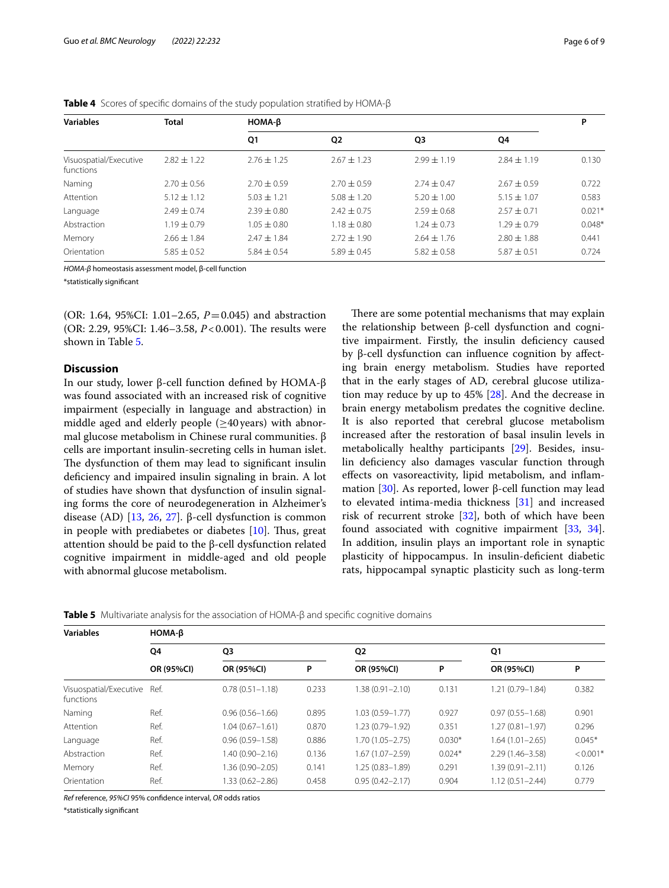**Table 4** Scores of specific domains of the study population stratified by HOMA-β

| Variables | Total | HOMA-β | | | | P |
|---|---|---|---|---|---|---|
| | | Q1 | Q2 | Q3 | Q4 | |
| Visuospatial/Executive functions | 2.82 ± 1.22 | 2.76 ± 1.25 | 2.67 ± 1.23 | 2.99 ± 1.19 | 2.84 ± 1.19 | 0.130 |
| Naming | 2.70 ± 0.56 | 2.70 ± 0.59 | 2.70 ± 0.59 | 2.74 ± 0.47 | 2.67 ± 0.59 | 0.722 |
| Attention | 5.12 ± 1.12 | 5.03 ± 1.21 | 5.08 ± 1.20 | 5.20 ± 1.00 | 5.15 ± 1.07 | 0.583 |
| Language | 2.49 ± 0.74 | 2.39 ± 0.80 | 2.42 ± 0.75 | 2.59 ± 0.68 | 2.57 ± 0.71 | 0.021* |
| Abstraction | 1.19 ± 0.79 | 1.05 ± 0.80 | 1.18 ± 0.80 | 1.24 ± 0.73 | 1.29 ± 0.79 | 0.048* |
| Memory | 2.66 ± 1.84 | 2.47 ± 1.84 | 2.72 ± 1.90 | 2.64 ± 1.76 | 2.80 ± 1.88 | 0.441 |
| Orientation | 5.85 ± 0.52 | 5.84 ± 0.54 | 5.89 ± 0.45 | 5.82 ± 0.58 | 5.87 ± 0.51 | 0.724 |

*HOMA-β* homeostasis assessment model, β-cell function

*statistically significant

(OR: 1.64, 95%CI: 1.01–2.65, $P=0.045$) and abstraction (OR: 2.29, 95%CI: 1.46–3.58, $P<0.001$). The results were shown in Table 5.

## Discussion

In our study, lower β-cell function defined by HOMA-β was found associated with an increased risk of cognitive impairment (especially in language and abstraction) in middle aged and elderly people (≥40 years) with abnormal glucose metabolism in Chinese rural communities. β cells are important insulin-secreting cells in human islet. The dysfunction of them may lead to significant insulin deficiency and impaired insulin signaling in brain. A lot of studies have shown that dysfunction of insulin signaling forms the core of neurodegeneration in Alzheimer's disease (AD) [13, 26, 27]. β-cell dysfunction is common in people with prediabetes or diabetes [10]. Thus, great attention should be paid to the β-cell dysfunction related cognitive impairment in middle-aged and old people with abnormal glucose metabolism.

There are some potential mechanisms that may explain the relationship between β-cell dysfunction and cognitive impairment. Firstly, the insulin deficiency caused by β-cell dysfunction can influence cognition by affecting brain energy metabolism. Studies have reported that in the early stages of AD, cerebral glucose utilization may reduce by up to 45% [28]. And the decrease in brain energy metabolism predates the cognitive decline. It is also reported that cerebral glucose metabolism increased after the restoration of basal insulin levels in metabolically healthy participants [29]. Besides, insulin deficiency also damages vascular function through effects on vasoreactivity, lipid metabolism, and inflammation [30]. As reported, lower β-cell function may lead to elevated intima-media thickness [31] and increased risk of recurrent stroke [32], both of which have been found associated with cognitive impairment [33, 34]. In addition, insulin plays an important role in synaptic plasticity of hippocampus. In insulin-deficient diabetic rats, hippocampal synaptic plasticity such as long-term

**Table 5** Multivariate analysis for the association of HOMA-β and specific cognitive domains

| Variables | HOMA-β | | | | | | |
|---|---|---|---|---|---|---|---|
| | Q4 | Q3 | | Q2 | | Q1 | |
| | OR (95%CI) | OR (95%CI) | P | OR (95%CI) | P | OR (95%CI) | P |
| Visuospatial/Executive functions | Ref. | 0.78 (0.51–1.18) | 0.233 | 1.38 (0.91–2.10) | 0.131 | 1.21 (0.79–1.84) | 0.382 |
| Naming | Ref. | 0.96 (0.56–1.66) | 0.895 | 1.03 (0.59–1.77) | 0.927 | 0.97 (0.55–1.68) | 0.901 |
| Attention | Ref. | 1.04 (0.67–1.61) | 0.870 | 1.23 (0.79–1.92) | 0.351 | 1.27 (0.81–1.97) | 0.296 |
| Language | Ref. | 0.96 (0.59–1.58) | 0.886 | 1.70 (1.05–2.75) | 0.030* | 1.64 (1.01–2.65) | 0.045* |
| Abstraction | Ref. | 1.40 (0.90–2.16) | 0.136 | 1.67 (1.07–2.59) | 0.024* | 2.29 (1.46–3.58) | <0.001* |
| Memory | Ref. | 1.36 (0.90–2.05) | 0.141 | 1.25 (0.83–1.89) | 0.291 | 1.39 (0.91–2.11) | 0.126 |
| Orientation | Ref. | 1.33 (0.62–2.86) | 0.458 | 0.95 (0.42–2.17) | 0.904 | 1.12 (0.51–2.44) | 0.779 |

*Ref* reference, *95%CI* 95% confidence interval, *OR* odds ratios

*statistically significant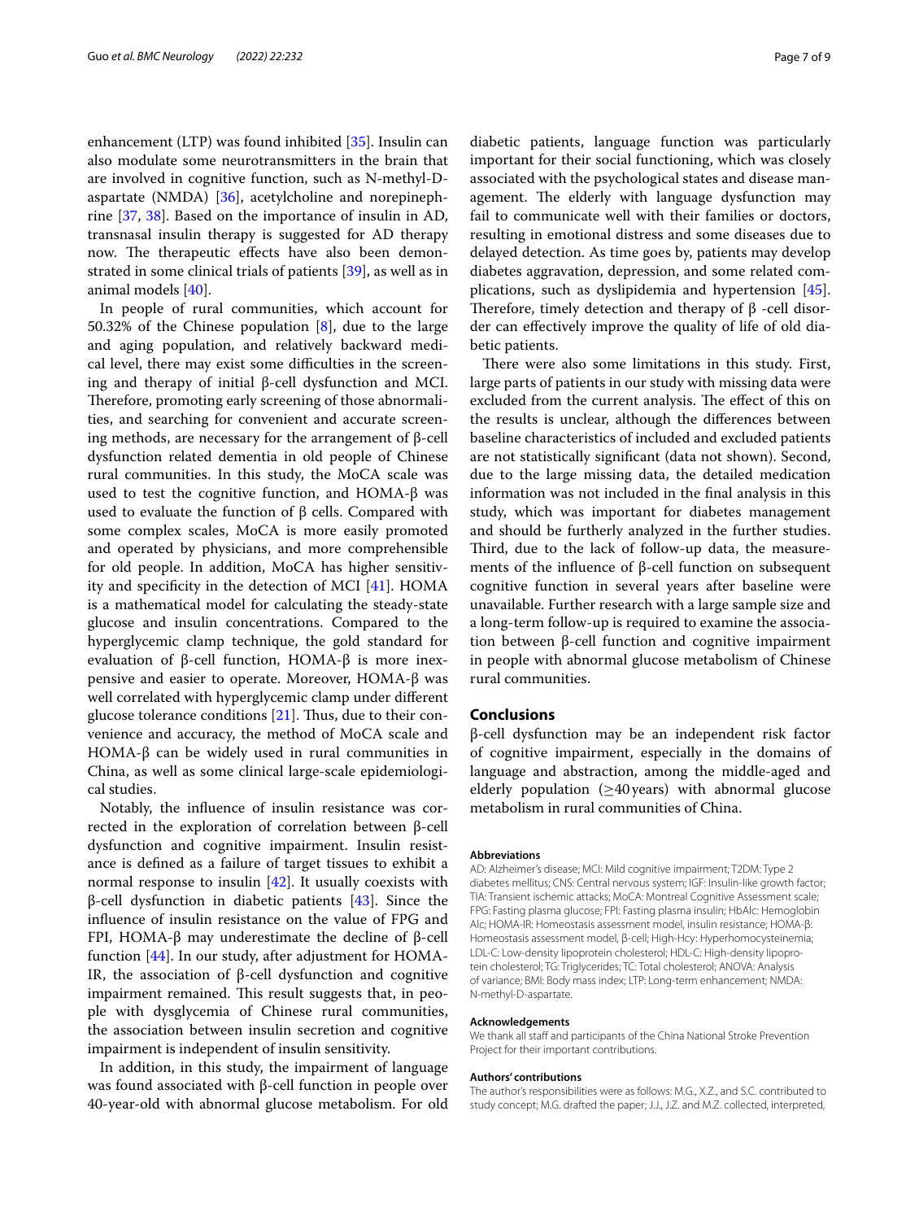enhancement (LTP) was found inhibited [35]. Insulin can also modulate some neurotransmitters in the brain that are involved in cognitive function, such as N-methyl-D-aspartate (NMDA) [36], acetylcholine and norepinephrine [37, 38]. Based on the importance of insulin in AD, transnasal insulin therapy is suggested for AD therapy now. The therapeutic effects have also been demonstrated in some clinical trials of patients [39], as well as in animal models [40].

In people of rural communities, which account for 50.32% of the Chinese population [8], due to the large and aging population, and relatively backward medical level, there may exist some difficulties in the screening and therapy of initial β-cell dysfunction and MCI. Therefore, promoting early screening of those abnormalities, and searching for convenient and accurate screening methods, are necessary for the arrangement of β-cell dysfunction related dementia in old people of Chinese rural communities. In this study, the MoCA scale was used to test the cognitive function, and HOMA-β was used to evaluate the function of β cells. Compared with some complex scales, MoCA is more easily promoted and operated by physicians, and more comprehensible for old people. In addition, MoCA has higher sensitivity and specificity in the detection of MCI [41]. HOMA is a mathematical model for calculating the steady-state glucose and insulin concentrations. Compared to the hyperglycemic clamp technique, the gold standard for evaluation of β-cell function, HOMA-β is more inexpensive and easier to operate. Moreover, HOMA-β was well correlated with hyperglycemic clamp under different glucose tolerance conditions [21]. Thus, due to their convenience and accuracy, the method of MoCA scale and HOMA-β can be widely used in rural communities in China, as well as some clinical large-scale epidemiological studies.

Notably, the influence of insulin resistance was corrected in the exploration of correlation between β-cell dysfunction and cognitive impairment. Insulin resistance is defined as a failure of target tissues to exhibit a normal response to insulin [42]. It usually coexists with β-cell dysfunction in diabetic patients [43]. Since the influence of insulin resistance on the value of FPG and FPI, HOMA-β may underestimate the decline of β-cell function [44]. In our study, after adjustment for HOMA-IR, the association of β-cell dysfunction and cognitive impairment remained. This result suggests that, in people with dysglycemia of Chinese rural communities, the association between insulin secretion and cognitive impairment is independent of insulin sensitivity.

In addition, in this study, the impairment of language was found associated with β-cell function in people over 40-year-old with abnormal glucose metabolism. For old diabetic patients, language function was particularly important for their social functioning, which was closely associated with the psychological states and disease management. The elderly with language dysfunction may fail to communicate well with their families or doctors, resulting in emotional distress and some diseases due to delayed detection. As time goes by, patients may develop diabetes aggravation, depression, and some related complications, such as dyslipidemia and hypertension [45]. Therefore, timely detection and therapy of β -cell disorder can effectively improve the quality of life of old diabetic patients.

There were also some limitations in this study. First, large parts of patients in our study with missing data were excluded from the current analysis. The effect of this on the results is unclear, although the differences between baseline characteristics of included and excluded patients are not statistically significant (data not shown). Second, due to the large missing data, the detailed medication information was not included in the final analysis in this study, which was important for diabetes management and should be furtherly analyzed in the further studies. Third, due to the lack of follow-up data, the measurements of the influence of β-cell function on subsequent cognitive function in several years after baseline were unavailable. Further research with a large sample size and a long-term follow-up is required to examine the association between β-cell function and cognitive impairment in people with abnormal glucose metabolism of Chinese rural communities.

## Conclusions

β-cell dysfunction may be an independent risk factor of cognitive impairment, especially in the domains of language and abstraction, among the middle-aged and elderly population (≥40 years) with abnormal glucose metabolism in rural communities of China.

#### Abbreviations

AD: Alzheimer's disease; MCI: Mild cognitive impairment; T2DM: Type 2 diabetes mellitus; CNS: Central nervous system; IGF: Insulin-like growth factor; TIA: Transient ischemic attacks; MoCA: Montreal Cognitive Assessment scale; FPG: Fasting plasma glucose; FPI: Fasting plasma insulin; HbAlc: Hemoglobin Alc; HOMA-IR: Homeostasis assessment model, insulin resistance; HOMA-β: Homeostasis assessment model, β-cell; High-Hcy: Hyperhomocysteinemia; LDL-C: Low-density lipoprotein cholesterol; HDL-C: High-density lipoprotein cholesterol; TG: Triglycerides; TC: Total cholesterol; ANOVA: Analysis of variance; BMI: Body mass index; LTP: Long-term enhancement; NMDA: N-methyl-D-aspartate.

#### Acknowledgements

We thank all staff and participants of the China National Stroke Prevention Project for their important contributions.

#### Authors' contributions

The author's responsibilities were as follows: M.G., X.Z., and S.C. contributed to study concept; M.G. drafted the paper; J.J., J.Z. and M.Z. collected, interpreted,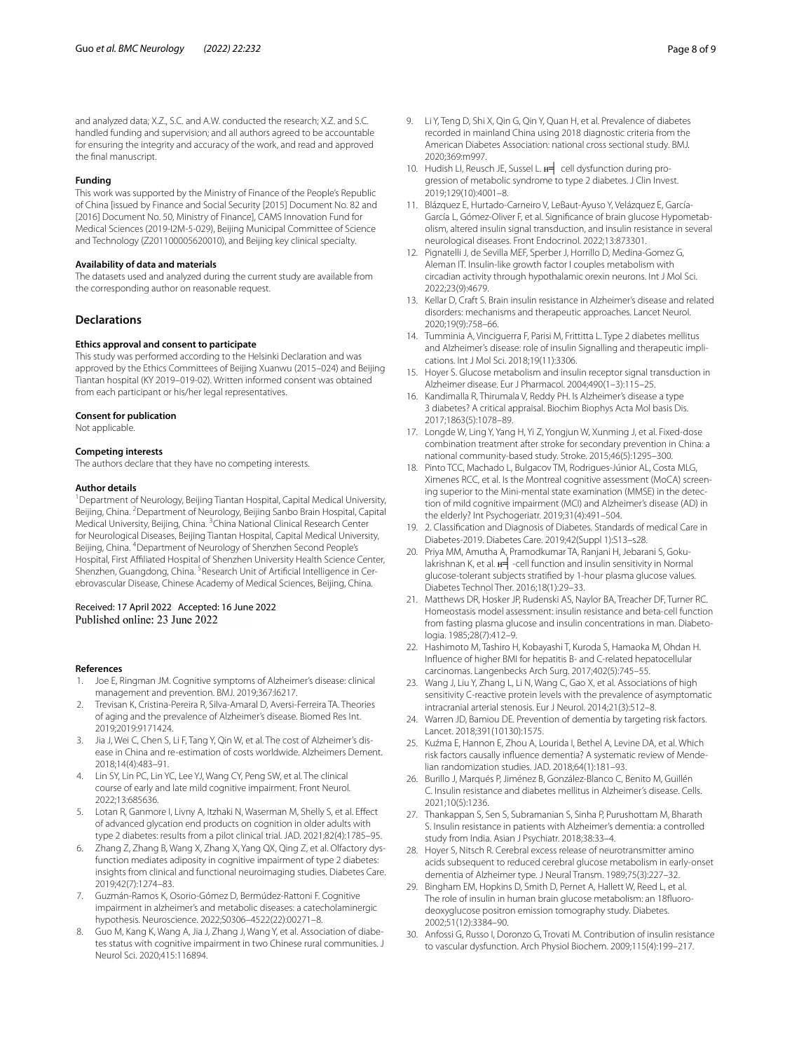and analyzed data; X.Z., S.C. and A.W. conducted the research; X.Z. and S.C. handled funding and supervision; and all authors agreed to be accountable for ensuring the integrity and accuracy of the work, and read and approved the final manuscript.

### Funding

This work was supported by the Ministry of Finance of the People's Republic of China [issued by Finance and Social Security [2015] Document No. 82 and [2016] Document No. 50, Ministry of Finance], CAMS Innovation Fund for Medical Sciences (2019-I2M-5-029), Beijing Municipal Committee of Science and Technology (Z201100005620010), and Beijing key clinical specialty.

### Availability of data and materials

The datasets used and analyzed during the current study are available from the corresponding author on reasonable request.

## Declarations

### Ethics approval and consent to participate

This study was performed according to the Helsinki Declaration and was approved by the Ethics Committees of Beijing Xuanwu (2015–024) and Beijing Tiantan hospital (KY 2019–019-02). Written informed consent was obtained from each participant or his/her legal representatives.

### Consent for publication

Not applicable.

### Competing interests

The authors declare that they have no competing interests.

### Author details

[1]Department of Neurology, Beijing Tiantan Hospital, Capital Medical University, Beijing, China. [2]Department of Neurology, Beijing Sanbo Brain Hospital, Capital Medical University, Beijing, China. [3]China National Clinical Research Center for Neurological Diseases, Beijing Tiantan Hospital, Capital Medical University, Beijing, China. [4]Department of Neurology of Shenzhen Second People's Hospital, First Affiliated Hospital of Shenzhen University Health Science Center, Shenzhen, Guangdong, China. [5]Research Unit of Artificial Intelligence in Cerebrovascular Disease, Chinese Academy of Medical Sciences, Beijing, China.

Received: 17 April 2022 Accepted: 16 June 2022
Published online: 23 June 2022

### References

1. Joe E, Ringman JM. Cognitive symptoms of Alzheimer's disease: clinical management and prevention. BMJ. 2019;367:l6217.
2. Trevisan K, Cristina-Pereira R, Silva-Amaral D, Aversi-Ferreira TA. Theories of aging and the prevalence of Alzheimer's disease. Biomed Res Int. 2019;2019:9171424.
3. Jia J, Wei C, Chen S, Li F, Tang Y, Qin W, et al. The cost of Alzheimer's disease in China and re-estimation of costs worldwide. Alzheimers Dement. 2018;14(4):483–91.
4. Lin SY, Lin PC, Lin YC, Lee YJ, Wang CY, Peng SW, et al. The clinical course of early and late mild cognitive impairment. Front Neurol. 2022;13:685636.
5. Lotan R, Ganmore I, Livny A, Itzhaki N, Waserman M, Shelly S, et al. Effect of advanced glycation end products on cognition in older adults with type 2 diabetes: results from a pilot clinical trial. JAD. 2021;82(4):1785–95.
6. Zhang Z, Zhang B, Wang X, Zhang X, Yang QX, Qing Z, et al. Olfactory dysfunction mediates adiposity in cognitive impairment of type 2 diabetes: insights from clinical and functional neuroimaging studies. Diabetes Care. 2019;42(7):1274–83.
7. Guzmán-Ramos K, Osorio-Gómez D, Bermúdez-Rattoni F. Cognitive impairment in alzheimer's and metabolic diseases: a catecholaminergic hypothesis. Neuroscience. 2022;S0306–4522(22):00271–8.
8. Guo M, Kang K, Wang A, Jia J, Zhang J, Wang Y, et al. Association of diabetes status with cognitive impairment in two Chinese rural communities. J Neurol Sci. 2020;415:116894.
9. Li Y, Teng D, Shi X, Qin G, Qin Y, Quan H, et al. Prevalence of diabetes recorded in mainland China using 2018 diagnostic criteria from the American Diabetes Association: national cross sectional study. BMJ. 2020;369:m997.
10. Hudish LI, Reusch JE, Sussel L. β cell dysfunction during progression of metabolic syndrome to type 2 diabetes. J Clin Invest. 2019;129(10):4001–8.
11. Blázquez E, Hurtado-Carneiro V, LeBaut-Ayuso Y, Velázquez E, García-García L, Gómez-Oliver F, et al. Significance of brain glucose Hypometabolism, altered insulin signal transduction, and insulin resistance in several neurological diseases. Front Endocrinol. 2022;13:873301.
12. Pignatelli J, de Sevilla MEF, Sperber J, Horrillo D, Medina-Gomez G, Aleman IT. Insulin-like growth factor I couples metabolism with circadian activity through hypothalamic orexin neurons. Int J Mol Sci. 2022;23(9):4679.
13. Kellar D, Craft S. Brain insulin resistance in Alzheimer's disease and related disorders: mechanisms and therapeutic approaches. Lancet Neurol. 2020;19(9):758–66.
14. Tumminia A, Vinciguerra F, Parisi M, Frittitta L. Type 2 diabetes mellitus and Alzheimer's disease: role of insulin Signalling and therapeutic implications. Int J Mol Sci. 2018;19(11):3306.
15. Hoyer S. Glucose metabolism and insulin receptor signal transduction in Alzheimer disease. Eur J Pharmacol. 2004;490(1–3):115–25.
16. Kandimalla R, Thirumala V, Reddy PH. Is Alzheimer's disease a type 3 diabetes? A critical appraisal. Biochim Biophys Acta Mol basis Dis. 2017;1863(5):1078–89.
17. Longde W, Ling Y, Yang H, Yi Z, Yongjun W, Xunming J, et al. Fixed-dose combination treatment after stroke for secondary prevention in China: a national community-based study. Stroke. 2015;46(5):1295–300.
18. Pinto TCC, Machado L, Bulgacov TM, Rodrigues-Júnior AL, Costa MLG, Ximenes RCC, et al. Is the Montreal cognitive assessment (MoCA) screening superior to the Mini-mental state examination (MMSE) in the detection of mild cognitive impairment (MCI) and Alzheimer's disease (AD) in the elderly? Int Psychogeriatr. 2019;31(4):491–504.
19. 2. Classification and Diagnosis of Diabetes. Standards of medical Care in Diabetes-2019. Diabetes Care. 2019;42(Suppl 1):S13–s28.
20. Priya MM, Amutha A, Pramodkumar TA, Ranjani H, Jebarani S, Gokulakrishnan K, et al. β-cell function and insulin sensitivity in Normal glucose-tolerant subjects stratified by 1-hour plasma glucose values. Diabetes Technol Ther. 2016;18(1):29–33.
21. Matthews DR, Hosker JP, Rudenski AS, Naylor BA, Treacher DF, Turner RC. Homeostasis model assessment: insulin resistance and beta-cell function from fasting plasma glucose and insulin concentrations in man. Diabetologia. 1985;28(7):412–9.
22. Hashimoto M, Tashiro H, Kobayashi T, Kuroda S, Hamaoka M, Ohdan H. Influence of higher BMI for hepatitis B- and C-related hepatocellular carcinomas. Langenbecks Arch Surg. 2017;402(5):745–55.
23. Wang J, Liu Y, Zhang L, Li N, Wang C, Gao X, et al. Associations of high sensitivity C-reactive protein levels with the prevalence of asymptomatic intracranial arterial stenosis. Eur J Neurol. 2014;21(3):512–8.
24. Warren JD, Bamiou DE. Prevention of dementia by targeting risk factors. Lancet. 2018;391(10130):1575.
25. Kuźma E, Hannon E, Zhou A, Lourida I, Bethel A, Levine DA, et al. Which risk factors causally influence dementia? A systematic review of Mendelian randomization studies. JAD. 2018;64(1):181–93.
26. Burillo J, Marqués P, Jiménez B, González-Blanco C, Benito M, Guillén C. Insulin resistance and diabetes mellitus in Alzheimer's disease. Cells. 2021;10(5):1236.
27. Thankappan S, Sen S, Subramanian S, Sinha P, Purushottam M, Bharath S. Insulin resistance in patients with Alzheimer's dementia: a controlled study from India. Asian J Psychiatr. 2018;38:33–4.
28. Hoyer S, Nitsch R. Cerebral excess release of neurotransmitter amino acids subsequent to reduced cerebral glucose metabolism in early-onset dementia of Alzheimer type. J Neural Transm. 1989;75(3):227–32.
29. Bingham EM, Hopkins D, Smith D, Pernet A, Hallett W, Reed L, et al. The role of insulin in human brain glucose metabolism: an 18fluoro-deoxyglucose positron emission tomography study. Diabetes. 2002;51(12):3384–90.
30. Anfossi G, Russo I, Doronzo G, Trovati M. Contribution of insulin resistance to vascular dysfunction. Arch Physiol Biochem. 2009;115(4):199–217.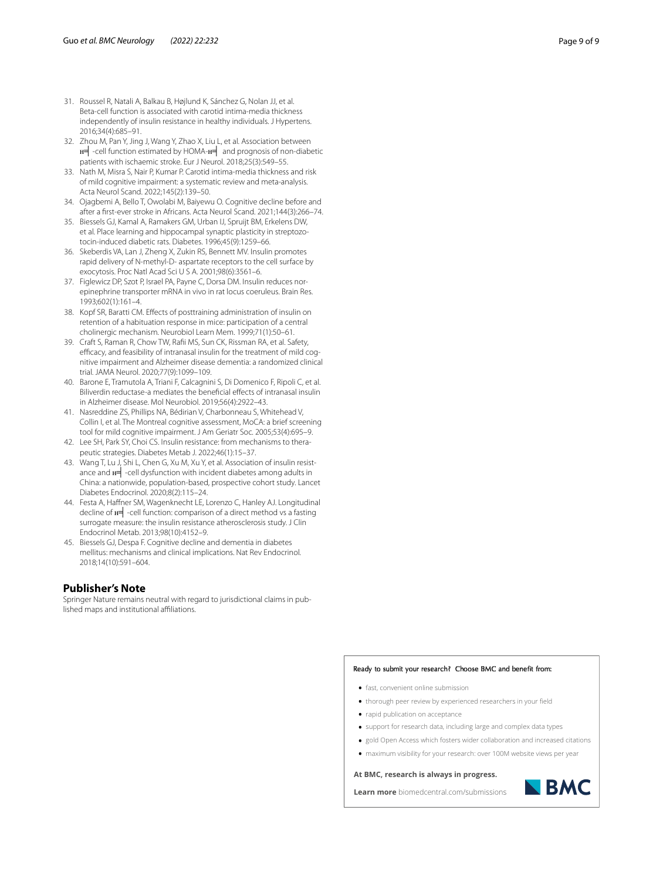31. Roussel R, Natali A, Balkau B, Højlund K, Sánchez G, Nolan JJ, et al. Beta-cell function is associated with carotid intima-media thickness independently of insulin resistance in healthy individuals. J Hypertens. 2016;34(4):685–91.
32. Zhou M, Pan Y, Jing J, Wang Y, Zhao X, Liu L, et al. Association between β-cell function estimated by HOMA-β and prognosis of non-diabetic patients with ischaemic stroke. Eur J Neurol. 2018;25(3):549–55.
33. Nath M, Misra S, Nair P, Kumar P. Carotid intima-media thickness and risk of mild cognitive impairment: a systematic review and meta-analysis. Acta Neurol Scand. 2022;145(2):139–50.
34. Ojagbemi A, Bello T, Owolabi M, Baiyewu O. Cognitive decline before and after a first-ever stroke in Africans. Acta Neurol Scand. 2021;144(3):266–74.
35. Biessels GJ, Kamal A, Ramakers GM, Urban IJ, Spruijt BM, Erkelens DW, et al. Place learning and hippocampal synaptic plasticity in streptozotocin-induced diabetic rats. Diabetes. 1996;45(9):1259–66.
36. Skeberdis VA, Lan J, Zheng X, Zukin RS, Bennett MV. Insulin promotes rapid delivery of N-methyl-D- aspartate receptors to the cell surface by exocytosis. Proc Natl Acad Sci U S A. 2001;98(6):3561–6.
37. Figlewicz DP, Szot P, Israel PA, Payne C, Dorsa DM. Insulin reduces norepinephrine transporter mRNA in vivo in rat locus coeruleus. Brain Res. 1993;602(1):161–4.
38. Kopf SR, Baratti CM. Effects of posttraining administration of insulin on retention of a habituation response in mice: participation of a central cholinergic mechanism. Neurobiol Learn Mem. 1999;71(1):50–61.
39. Craft S, Raman R, Chow TW, Rafii MS, Sun CK, Rissman RA, et al. Safety, efficacy, and feasibility of intranasal insulin for the treatment of mild cognitive impairment and Alzheimer disease dementia: a randomized clinical trial. JAMA Neurol. 2020;77(9):1099–109.
40. Barone E, Tramutola A, Triani F, Calcagnini S, Di Domenico F, Ripoli C, et al. Biliverdin reductase-a mediates the beneficial effects of intranasal insulin in Alzheimer disease. Mol Neurobiol. 2019;56(4):2922–43.
41. Nasreddine ZS, Phillips NA, Bédirian V, Charbonneau S, Whitehead V, Collin I, et al. The Montreal cognitive assessment, MoCA: a brief screening tool for mild cognitive impairment. J Am Geriatr Soc. 2005;53(4):695–9.
42. Lee SH, Park SY, Choi CS. Insulin resistance: from mechanisms to therapeutic strategies. Diabetes Metab J. 2022;46(1):15–37.
43. Wang T, Lu J, Shi L, Chen G, Xu M, Xu Y, et al. Association of insulin resistance and β-cell dysfunction with incident diabetes among adults in China: a nationwide, population-based, prospective cohort study. Lancet Diabetes Endocrinol. 2020;8(2):115–24.
44. Festa A, Haffner SM, Wagenknecht LE, Lorenzo C, Hanley AJ. Longitudinal decline of β-cell function: comparison of a direct method vs a fasting surrogate measure: the insulin resistance atherosclerosis study. J Clin Endocrinol Metab. 2013;98(10):4152–9.
45. Biessels GJ, Despa F. Cognitive decline and dementia in diabetes mellitus: mechanisms and clinical implications. Nat Rev Endocrinol. 2018;14(10):591–604.

## Publisher's Note

Springer Nature remains neutral with regard to jurisdictional claims in published maps and institutional affiliations.

Ready to submit your research? Choose BMC and benefit from:

- fast, convenient online submission
- thorough peer review by experienced researchers in your field
- rapid publication on acceptance
- support for research data, including large and complex data types
- gold Open Access which fosters wider collaboration and increased citations
- maximum visibility for your research: over 100M website views per year

**At BMC, research is always in progress.**

**Learn more** biomedcentral.com/submissions

BMC